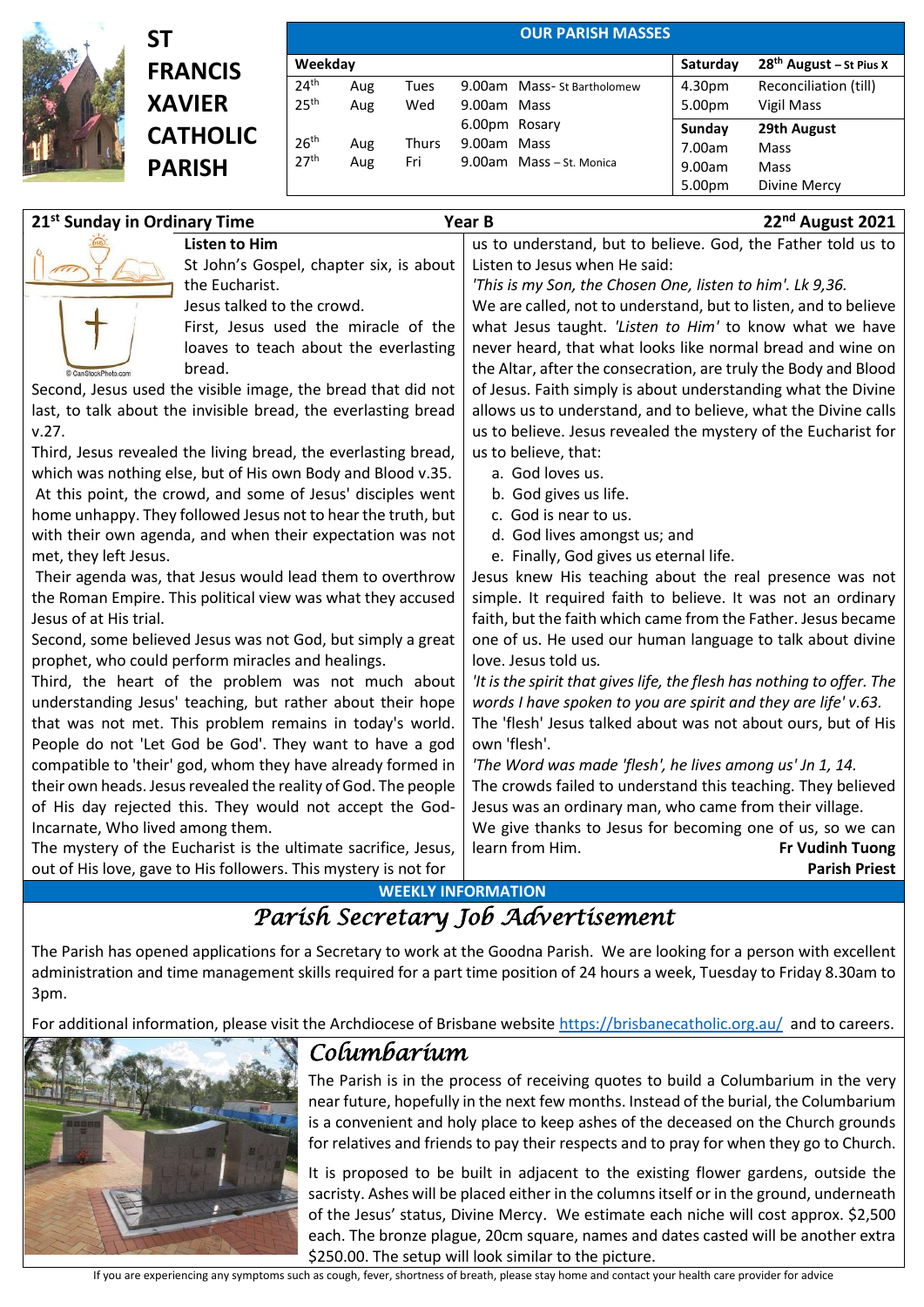# ST FRANCIS XAVIER CATHOLIC PARISH

**OUR PARISH MASSES**

| Weekday | | | | | Saturday | 28th August – St Pius X |
|---|---|---|---|---|---|---|
| 24th | Aug | Tues | 9.00am | Mass- St Bartholomew | 4.30pm | Reconciliation (till) |
| 25th | Aug | Wed | 9.00am | Mass | 5.00pm | Vigil Mass |
| | | | 6.00pm | Rosary | **Sunday** | **29th August** |
| 26th | Aug | Thurs | 9.00am | Mass | 7.00am | Mass |
| 27th | Aug | Fri | 9.00am | Mass – St. Monica | 9.00am | Mass |
| | | | | | 5.00pm | Divine Mercy |

**21st Sunday in Ordinary Time** — **Year B** — **22nd August 2021**

## Listen to Him

St John's Gospel, chapter six, is about the Eucharist.

Jesus talked to the crowd.

First, Jesus used the miracle of the loaves to teach about the everlasting bread.

Second, Jesus used the visible image, the bread that did not last, to talk about the invisible bread, the everlasting bread v.27.

Third, Jesus revealed the living bread, the everlasting bread, which was nothing else, but of His own Body and Blood v.35.

At this point, the crowd, and some of Jesus' disciples went home unhappy. They followed Jesus not to hear the truth, but with their own agenda, and when their expectation was not met, they left Jesus.

Their agenda was, that Jesus would lead them to overthrow the Roman Empire. This political view was what they accused Jesus of at His trial.

Second, some believed Jesus was not God, but simply a great prophet, who could perform miracles and healings.

Third, the heart of the problem was not much about understanding Jesus' teaching, but rather about their hope that was not met. This problem remains in today's world. People do not 'Let God be God'. They want to have a god compatible to 'their' god, whom they have already formed in their own heads. Jesus revealed the reality of God. The people of His day rejected this. They would not accept the God-Incarnate, Who lived among them.

The mystery of the Eucharist is the ultimate sacrifice, Jesus, out of His love, gave to His followers. This mystery is not for us to understand, but to believe. God, the Father told us to Listen to Jesus when He said:

*'This is my Son, the Chosen One, listen to him'. Lk 9,36.*

We are called, not to understand, but to listen, and to believe what Jesus taught. *'Listen to Him'* to know what we have never heard, that what looks like normal bread and wine on the Altar, after the consecration, are truly the Body and Blood of Jesus. Faith simply is about understanding what the Divine allows us to understand, and to believe, what the Divine calls us to believe. Jesus revealed the mystery of the Eucharist for us to believe, that:

a. God loves us.
b. God gives us life.
c. God is near to us.
d. God lives amongst us; and
e. Finally, God gives us eternal life.

Jesus knew His teaching about the real presence was not simple. It required faith to believe. It was not an ordinary faith, but the faith which came from the Father. Jesus became one of us. He used our human language to talk about divine love. Jesus told us.

*'It is the spirit that gives life, the flesh has nothing to offer. The words I have spoken to you are spirit and they are life' v.63.*

The 'flesh' Jesus talked about was not about ours, but of His own 'flesh'.

*'The Word was made 'flesh', he lives among us' Jn 1, 14.*

The crowds failed to understand this teaching. They believed Jesus was an ordinary man, who came from their village.

We give thanks to Jesus for becoming one of us, so we can learn from Him.

**Fr Vudinh Tuong**
**Parish Priest**

**WEEKLY INFORMATION**

## *Parish Secretary Job Advertisement*

The Parish has opened applications for a Secretary to work at the Goodna Parish. We are looking for a person with excellent administration and time management skills required for a part time position of 24 hours a week, Tuesday to Friday 8.30am to 3pm.

For additional information, please visit the Archdiocese of Brisbane website https://brisbanecatholic.org.au/ and to careers.

## *Columbarium*

The Parish is in the process of receiving quotes to build a Columbarium in the very near future, hopefully in the next few months. Instead of the burial, the Columbarium is a convenient and holy place to keep ashes of the deceased on the Church grounds for relatives and friends to pay their respects and to pray for when they go to Church.

It is proposed to be built in adjacent to the existing flower gardens, outside the sacristy. Ashes will be placed either in the columns itself or in the ground, underneath of the Jesus' status, Divine Mercy. We estimate each niche will cost approx. $2,500 each. The bronze plague, 20cm square, names and dates casted will be another extra $250.00. The setup will look similar to the picture.

If you are experiencing any symptoms such as cough, fever, shortness of breath, please stay home and contact your health care provider for advice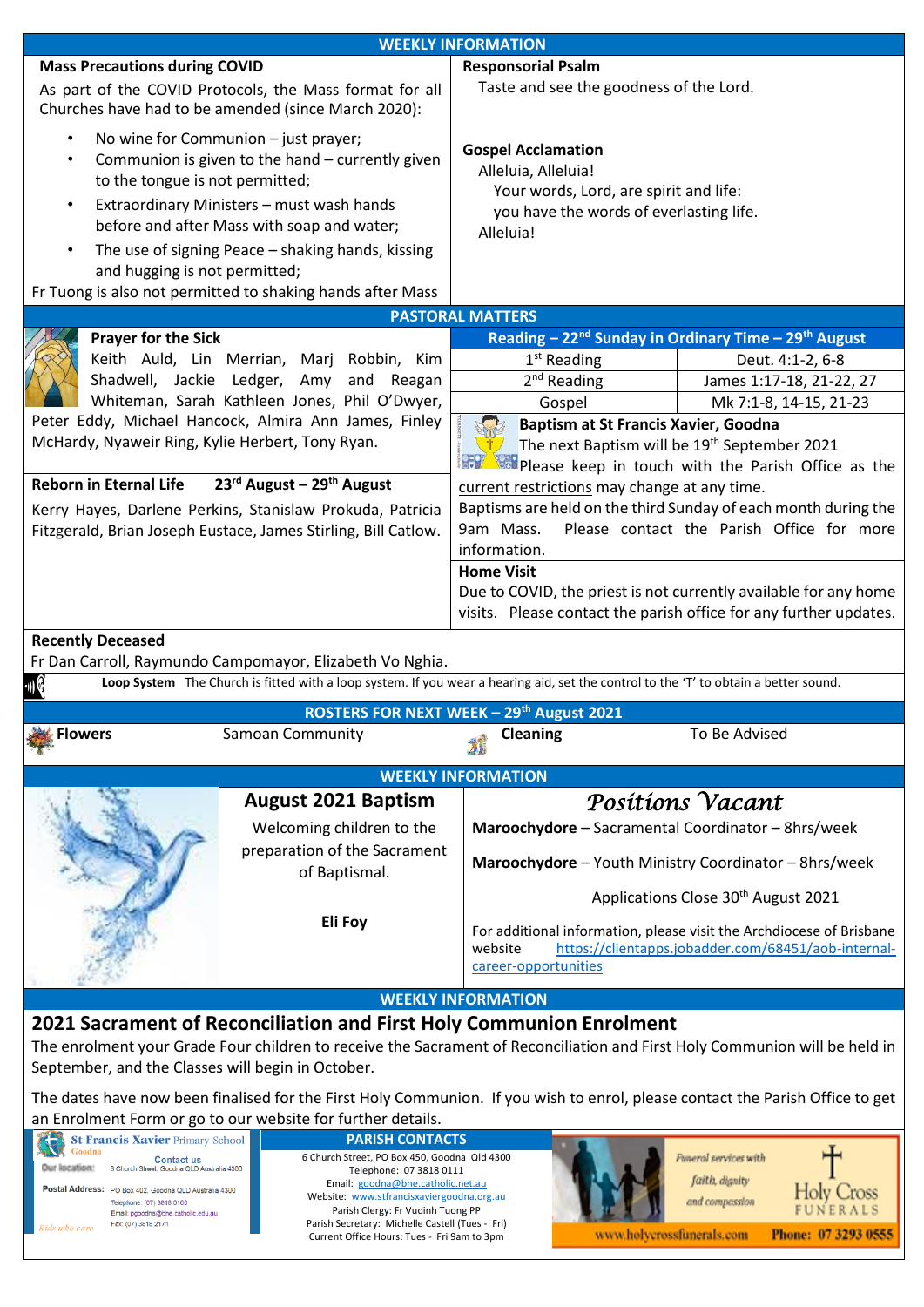## WEEKLY INFORMATION

### Mass Precautions during COVID

As part of the COVID Protocols, the Mass format for all Churches have had to be amended (since March 2020):

- No wine for Communion – just prayer;
- Communion is given to the hand – currently given to the tongue is not permitted;
- Extraordinary Ministers – must wash hands before and after Mass with soap and water;
- The use of signing Peace – shaking hands, kissing and hugging is not permitted;

Fr Tuong is also not permitted to shaking hands after Mass

### Responsorial Psalm

Taste and see the goodness of the Lord.

### Gospel Acclamation

Alleluia, Alleluia!
Your words, Lord, are spirit and life:
you have the words of everlasting life.
Alleluia!

## PASTORAL MATTERS

### Prayer for the Sick

Keith Auld, Lin Merrian, Marj Robbin, Kim Shadwell, Jackie Ledger, Amy and Reagan Whiteman, Sarah Kathleen Jones, Phil O'Dwyer, Peter Eddy, Michael Hancock, Almira Ann James, Finley McHardy, Nyaweir Ring, Kylie Herbert, Tony Ryan.

### Reborn in Eternal Life 23rd August – 29th August

Kerry Hayes, Darlene Perkins, Stanislaw Prokuda, Patricia Fitzgerald, Brian Joseph Eustace, James Stirling, Bill Catlow.

### Reading – 22nd Sunday in Ordinary Time – 29th August

| | |
|---|---|
| 1st Reading | Deut. 4:1-2, 6-8 |
| 2nd Reading | James 1:17-18, 21-22, 27 |
| Gospel | Mk 7:1-8, 14-15, 21-23 |

### Baptism at St Francis Xavier, Goodna

The next Baptism will be 19th September 2021
Please keep in touch with the Parish Office as the current restrictions may change at any time.
Baptisms are held on the third Sunday of each month during the 9am Mass. Please contact the Parish Office for more information.

### Home Visit

Due to COVID, the priest is not currently available for any home visits. Please contact the parish office for any further updates.

### Recently Deceased

Fr Dan Carroll, Raymundo Campomayor, Elizabeth Vo Nghia.

**Loop System** The Church is fitted with a loop system. If you wear a hearing aid, set the control to the 'T' to obtain a better sound.

## ROSTERS FOR NEXT WEEK – 29th August 2021

| | | | |
|---|---|---|---|
| **Flowers** | Samoan Community | **Cleaning** | To Be Advised |

## WEEKLY INFORMATION

### August 2021 Baptism

Welcoming children to the preparation of the Sacrament of Baptismal.

**Eli Foy**

### *Positions Vacant*

**Maroochydore** – Sacramental Coordinator – 8hrs/week

**Maroochydore** – Youth Ministry Coordinator – 8hrs/week

Applications Close 30th August 2021

For additional information, please visit the Archdiocese of Brisbane website https://clientapps.jobadder.com/68451/aob-internal-career-opportunities

## WEEKLY INFORMATION

### 2021 Sacrament of Reconciliation and First Holy Communion Enrolment

The enrolment your Grade Four children to receive the Sacrament of Reconciliation and First Holy Communion will be held in September, and the Classes will begin in October.

The dates have now been finalised for the First Holy Communion. If you wish to enrol, please contact the Parish Office to get an Enrolment Form or go to our website for further details.

**St Francis Xavier Primary School Goodna**
Contact us
Our location: 6 Church Street, Goodna QLD Australia 4300
Postal Address: PO Box 402, Goodna QLD Australia 4300
Telephone: (07) 3818 0100
Email: pgoodna@bne.catholic.edu.au
Fax: (07) 3818 2171
*Kids who care*

**PARISH CONTACTS**
6 Church Street, PO Box 450, Goodna Qld 4300
Telephone: 07 3818 0111
Email: goodna@bne.catholic.net.au
Website: www.stfrancisxaviergoodna.org.au
Parish Clergy: Fr Vudinh Tuong PP
Parish Secretary: Michelle Castell (Tues - Fri)
Current Office Hours: Tues - Fri 9am to 3pm

*Funeral services with faith, dignity and compassion*
Holy Cross FUNERALS
www.holycrossfunerals.com Phone: 07 3293 0555